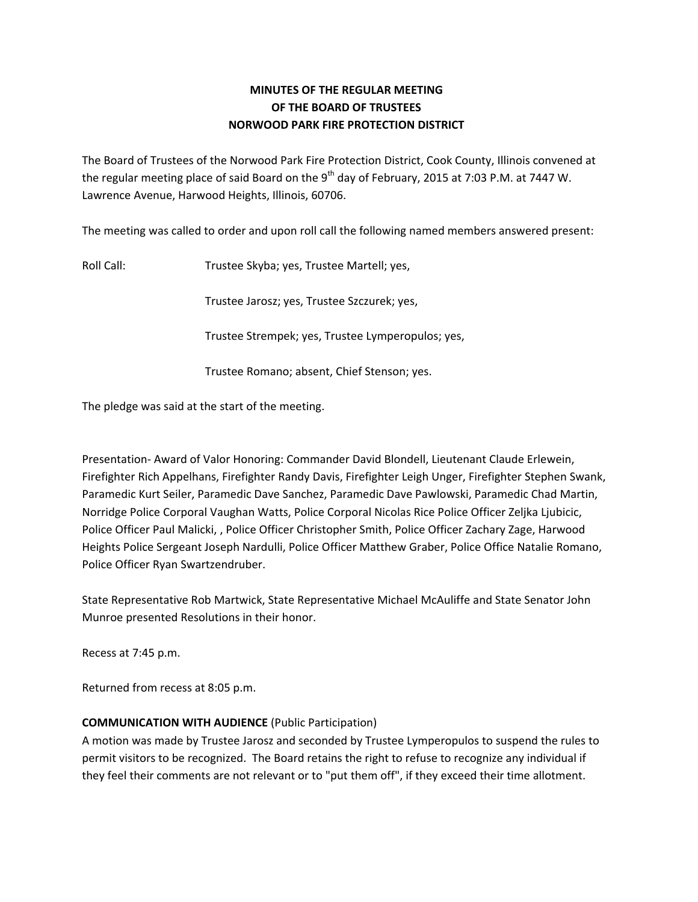# MINUTES OF THE REGULAR MEETING
# OF THE BOARD OF TRUSTEES
# NORWOOD PARK FIRE PROTECTION DISTRICT

The Board of Trustees of the Norwood Park Fire Protection District, Cook County, Illinois convened at the regular meeting place of said Board on the 9th day of February, 2015 at 7:03 P.M. at 7447 W. Lawrence Avenue, Harwood Heights, Illinois, 60706.

The meeting was called to order and upon roll call the following named members answered present:

Roll Call: Trustee Skyba; yes, Trustee Martell; yes,

Trustee Jarosz; yes, Trustee Szczurek; yes,

Trustee Strempek; yes, Trustee Lymperopulos; yes,

Trustee Romano; absent, Chief Stenson; yes.

The pledge was said at the start of the meeting.

Presentation- Award of Valor Honoring: Commander David Blondell, Lieutenant Claude Erlewein, Firefighter Rich Appelhans, Firefighter Randy Davis, Firefighter Leigh Unger, Firefighter Stephen Swank, Paramedic Kurt Seiler, Paramedic Dave Sanchez, Paramedic Dave Pawlowski, Paramedic Chad Martin, Norridge Police Corporal Vaughan Watts, Police Corporal Nicolas Rice Police Officer Zeljka Ljubicic, Police Officer Paul Malicki, , Police Officer Christopher Smith, Police Officer Zachary Zage, Harwood Heights Police Sergeant Joseph Nardulli, Police Officer Matthew Graber, Police Office Natalie Romano, Police Officer Ryan Swartzendruber.

State Representative Rob Martwick, State Representative Michael McAuliffe and State Senator John Munroe presented Resolutions in their honor.

Recess at 7:45 p.m.

Returned from recess at 8:05 p.m.

**COMMUNICATION WITH AUDIENCE** (Public Participation)
A motion was made by Trustee Jarosz and seconded by Trustee Lymperopulos to suspend the rules to permit visitors to be recognized. The Board retains the right to refuse to recognize any individual if they feel their comments are not relevant or to "put them off", if they exceed their time allotment.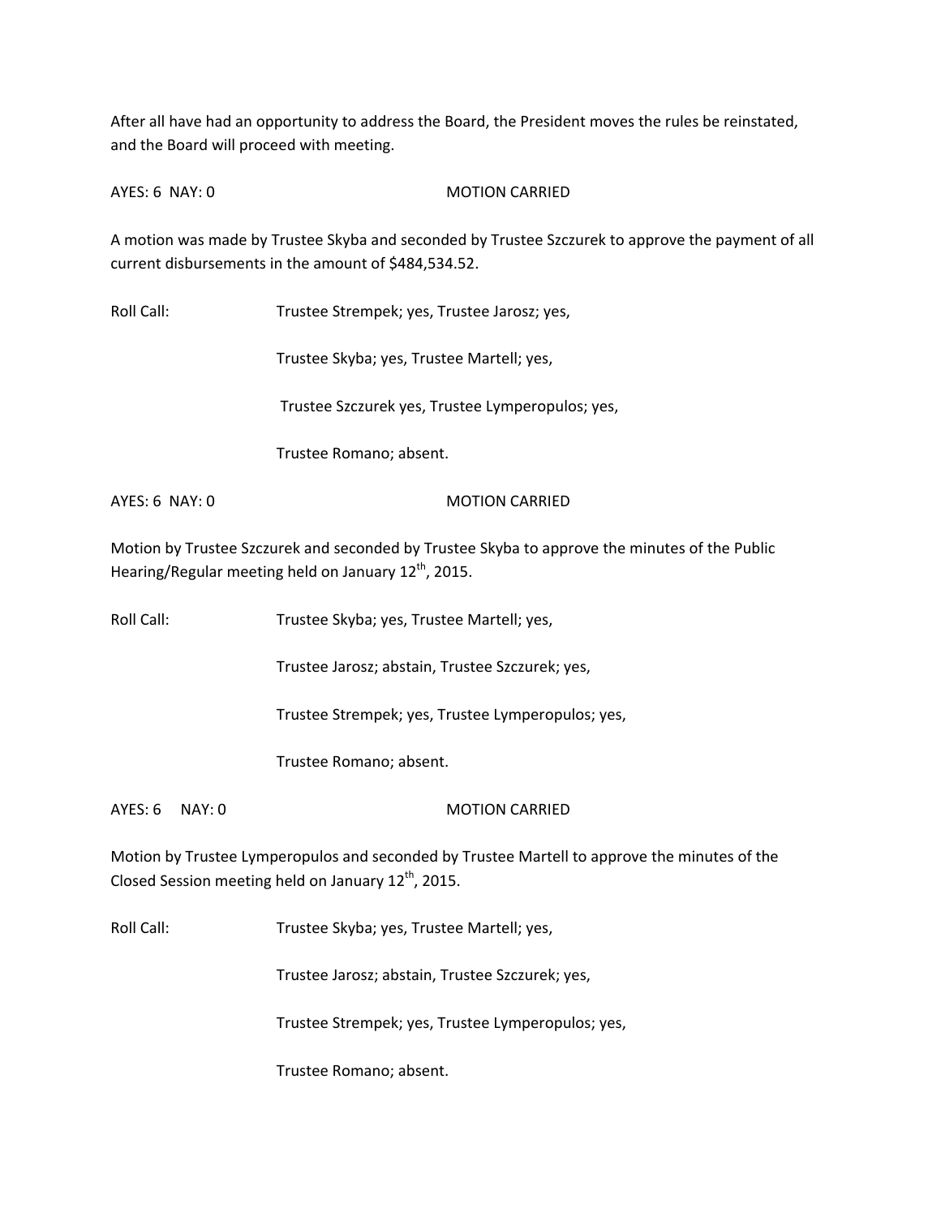After all have had an opportunity to address the Board, the President moves the rules be reinstated, and the Board will proceed with meeting.

AYES: 6 NAY: 0 MOTION CARRIED

A motion was made by Trustee Skyba and seconded by Trustee Szczurek to approve the payment of all current disbursements in the amount of $484,534.52.

Roll Call: Trustee Strempek; yes, Trustee Jarosz; yes,

Trustee Skyba; yes, Trustee Martell; yes,

Trustee Szczurek yes, Trustee Lymperopulos; yes,

Trustee Romano; absent.

AYES: 6 NAY: 0 MOTION CARRIED

Motion by Trustee Szczurek and seconded by Trustee Skyba to approve the minutes of the Public Hearing/Regular meeting held on January 12th, 2015.

Roll Call: Trustee Skyba; yes, Trustee Martell; yes,

Trustee Jarosz; abstain, Trustee Szczurek; yes,

Trustee Strempek; yes, Trustee Lymperopulos; yes,

Trustee Romano; absent.

AYES: 6 NAY: 0 MOTION CARRIED

Motion by Trustee Lymperopulos and seconded by Trustee Martell to approve the minutes of the Closed Session meeting held on January 12th, 2015.

Roll Call: Trustee Skyba; yes, Trustee Martell; yes,

Trustee Jarosz; abstain, Trustee Szczurek; yes,

Trustee Strempek; yes, Trustee Lymperopulos; yes,

Trustee Romano; absent.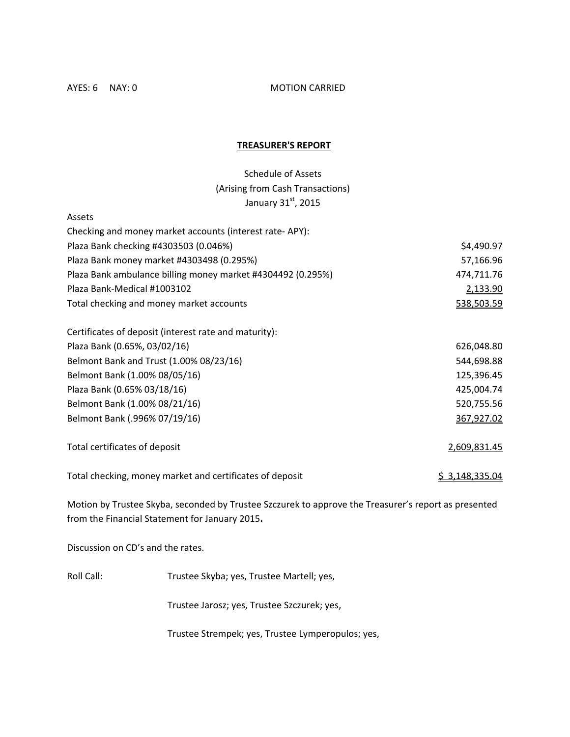AYES: 6 NAY: 0 MOTION CARRIED

## TREASURER'S REPORT

Schedule of Assets
(Arising from Cash Transactions)
January 31st, 2015

| Assets | |
|---|---|
| Checking and money market accounts (interest rate- APY): | |
| Plaza Bank checking #4303503 (0.046%) | $4,490.97 |
| Plaza Bank money market #4303498 (0.295%) | 57,166.96 |
| Plaza Bank ambulance billing money market #4304492 (0.295%) | 474,711.76 |
| Plaza Bank-Medical #1003102 | 2,133.90 |
| Total checking and money market accounts | 538,503.59 |
| | |
| Certificates of deposit (interest rate and maturity): | |
| Plaza Bank (0.65%, 03/02/16) | 626,048.80 |
| Belmont Bank and Trust (1.00% 08/23/16) | 544,698.88 |
| Belmont Bank (1.00% 08/05/16) | 125,396.45 |
| Plaza Bank (0.65% 03/18/16) | 425,004.74 |
| Belmont Bank (1.00% 08/21/16) | 520,755.56 |
| Belmont Bank (.996% 07/19/16) | 367,927.02 |
| | |
| Total certificates of deposit | 2,609,831.45 |
| | |
| Total checking, money market and certificates of deposit | $ 3,148,335.04 |

Motion by Trustee Skyba, seconded by Trustee Szczurek to approve the Treasurer's report as presented from the Financial Statement for January 2015**.**

Discussion on CD's and the rates.

Roll Call: Trustee Skyba; yes, Trustee Martell; yes,

Trustee Jarosz; yes, Trustee Szczurek; yes,

Trustee Strempek; yes, Trustee Lymperopulos; yes,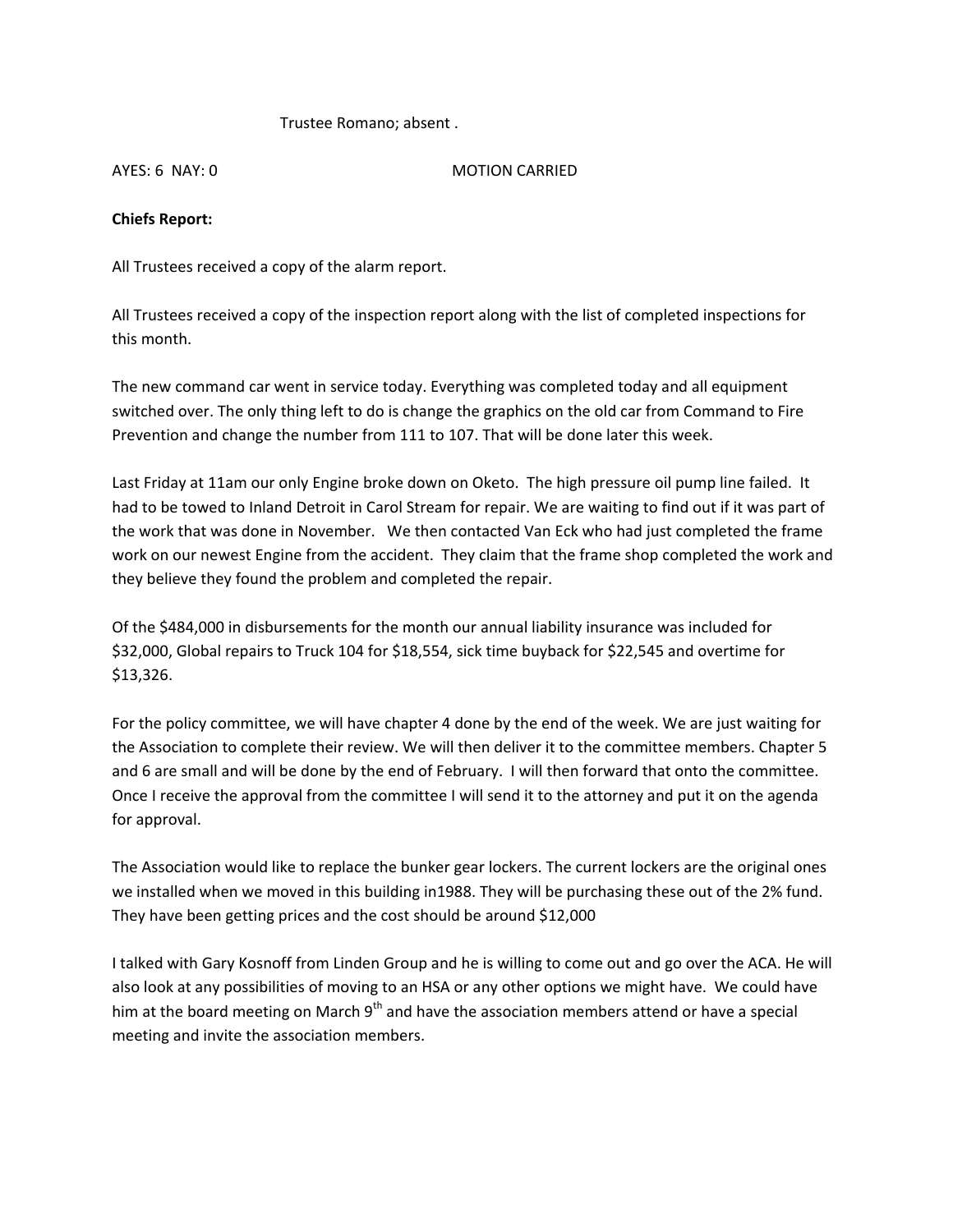Trustee Romano; absent .

AYES: 6 NAY: 0 MOTION CARRIED

**Chiefs Report:**

All Trustees received a copy of the alarm report.

All Trustees received a copy of the inspection report along with the list of completed inspections for this month.

The new command car went in service today. Everything was completed today and all equipment switched over. The only thing left to do is change the graphics on the old car from Command to Fire Prevention and change the number from 111 to 107. That will be done later this week.

Last Friday at 11am our only Engine broke down on Oketo. The high pressure oil pump line failed. It had to be towed to Inland Detroit in Carol Stream for repair. We are waiting to find out if it was part of the work that was done in November. We then contacted Van Eck who had just completed the frame work on our newest Engine from the accident. They claim that the frame shop completed the work and they believe they found the problem and completed the repair.

Of the $484,000 in disbursements for the month our annual liability insurance was included for $32,000, Global repairs to Truck 104 for $18,554, sick time buyback for $22,545 and overtime for $13,326.

For the policy committee, we will have chapter 4 done by the end of the week. We are just waiting for the Association to complete their review. We will then deliver it to the committee members. Chapter 5 and 6 are small and will be done by the end of February. I will then forward that onto the committee. Once I receive the approval from the committee I will send it to the attorney and put it on the agenda for approval.

The Association would like to replace the bunker gear lockers. The current lockers are the original ones we installed when we moved in this building in1988. They will be purchasing these out of the 2% fund. They have been getting prices and the cost should be around $12,000

I talked with Gary Kosnoff from Linden Group and he is willing to come out and go over the ACA. He will also look at any possibilities of moving to an HSA or any other options we might have. We could have him at the board meeting on March 9th and have the association members attend or have a special meeting and invite the association members.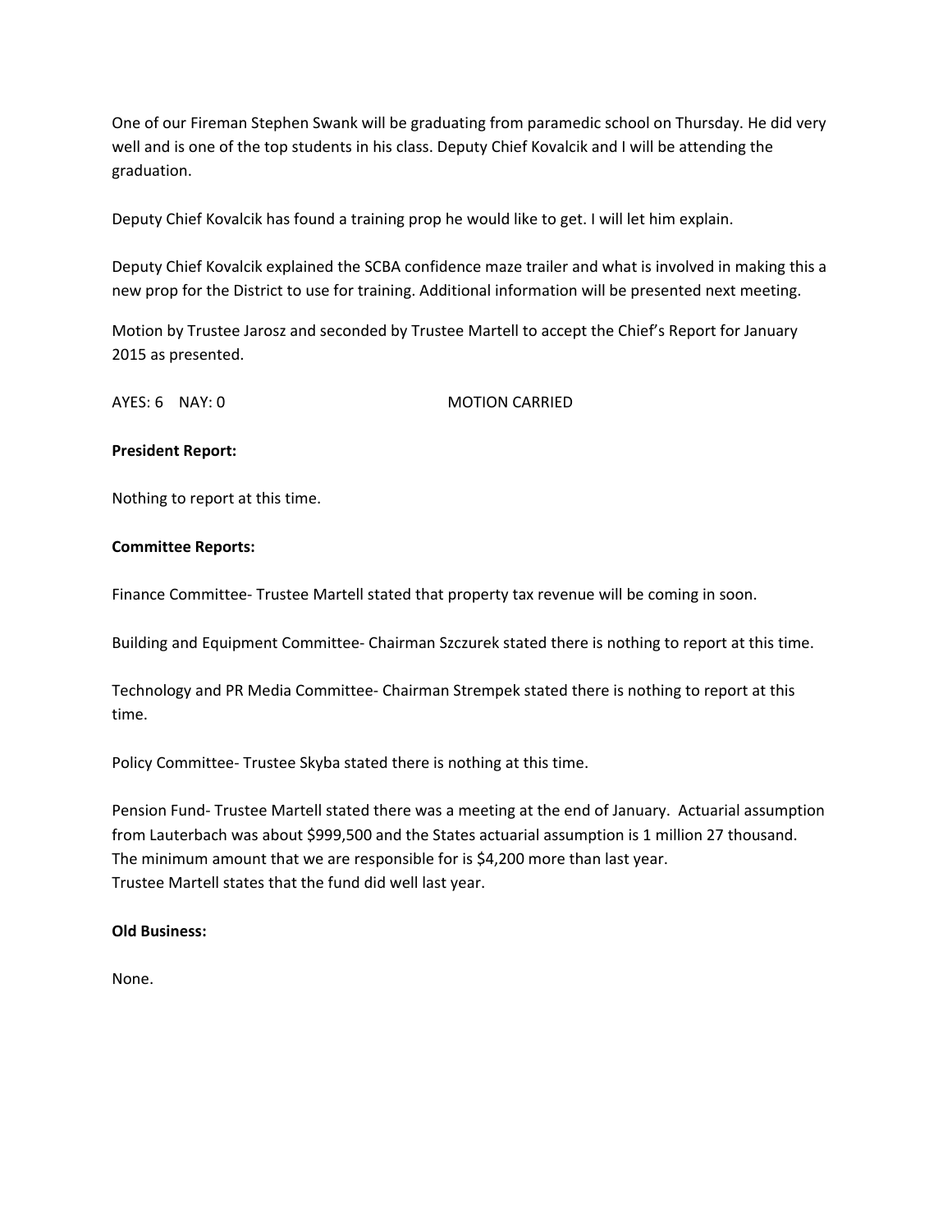One of our Fireman Stephen Swank will be graduating from paramedic school on Thursday. He did very well and is one of the top students in his class. Deputy Chief Kovalcik and I will be attending the graduation.

Deputy Chief Kovalcik has found a training prop he would like to get. I will let him explain.

Deputy Chief Kovalcik explained the SCBA confidence maze trailer and what is involved in making this a new prop for the District to use for training. Additional information will be presented next meeting.

Motion by Trustee Jarosz and seconded by Trustee Martell to accept the Chief's Report for January 2015 as presented.

AYES: 6 NAY: 0 MOTION CARRIED

**President Report:**

Nothing to report at this time.

**Committee Reports:**

Finance Committee- Trustee Martell stated that property tax revenue will be coming in soon.

Building and Equipment Committee- Chairman Szczurek stated there is nothing to report at this time.

Technology and PR Media Committee- Chairman Strempek stated there is nothing to report at this time.

Policy Committee- Trustee Skyba stated there is nothing at this time.

Pension Fund- Trustee Martell stated there was a meeting at the end of January. Actuarial assumption from Lauterbach was about $999,500 and the States actuarial assumption is 1 million 27 thousand. The minimum amount that we are responsible for is $4,200 more than last year.
Trustee Martell states that the fund did well last year.

**Old Business:**

None.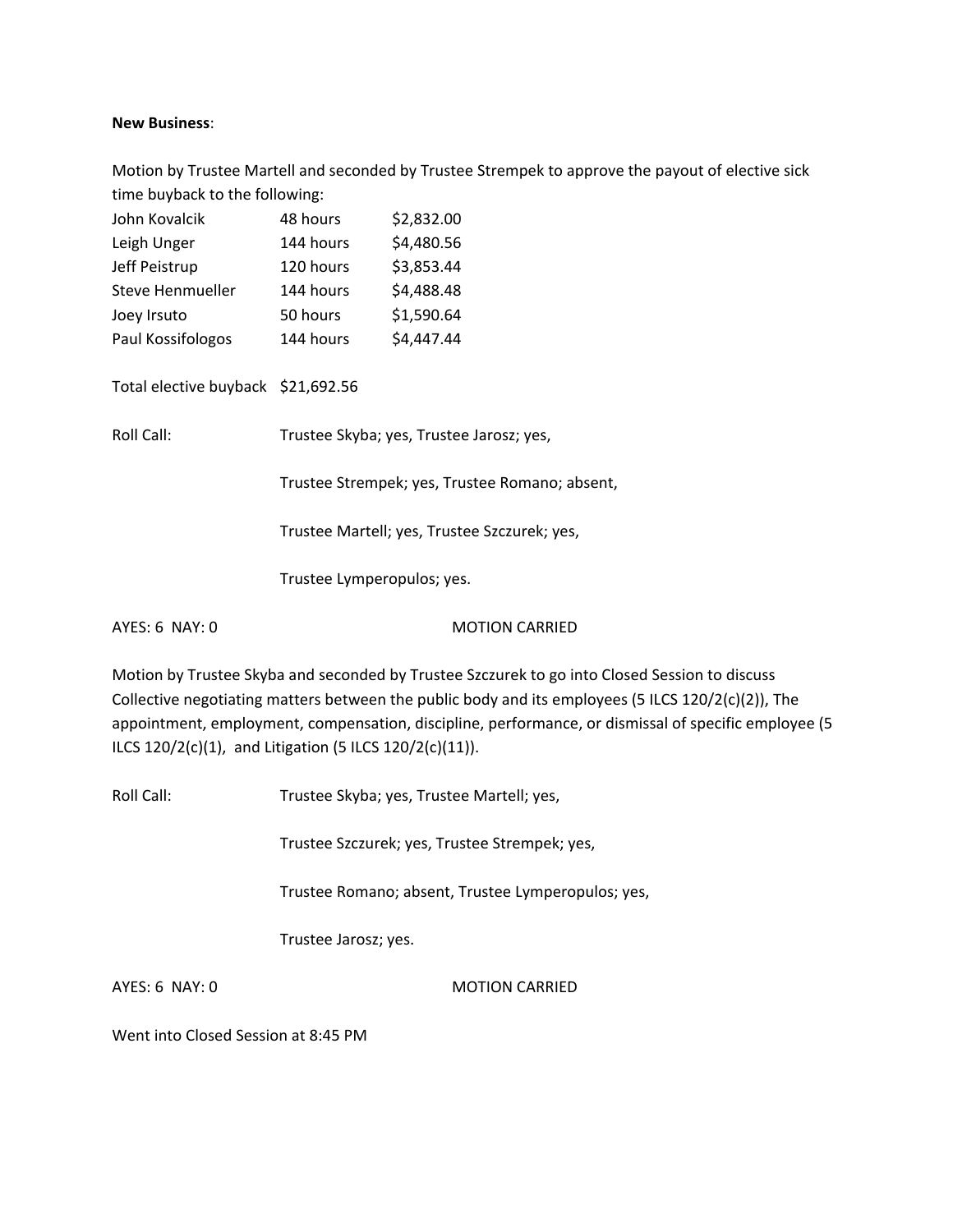**New Business**:

Motion by Trustee Martell and seconded by Trustee Strempek to approve the payout of elective sick time buyback to the following:

| | | |
|---|---|---|
| John Kovalcik | 48 hours | $2,832.00 |
| Leigh Unger | 144 hours | $4,480.56 |
| Jeff Peistrup | 120 hours | $3,853.44 |
| Steve Henmueller | 144 hours | $4,488.48 |
| Joey Irsuto | 50 hours | $1,590.64 |
| Paul Kossifologos | 144 hours | $4,447.44 |

Total elective buyback $21,692.56

Roll Call: Trustee Skyba; yes, Trustee Jarosz; yes,

Trustee Strempek; yes, Trustee Romano; absent,

Trustee Martell; yes, Trustee Szczurek; yes,

Trustee Lymperopulos; yes.

AYES: 6 NAY: 0 MOTION CARRIED

Motion by Trustee Skyba and seconded by Trustee Szczurek to go into Closed Session to discuss Collective negotiating matters between the public body and its employees (5 ILCS 120/2(c)(2)), The appointment, employment, compensation, discipline, performance, or dismissal of specific employee (5 ILCS 120/2(c)(1), and Litigation (5 ILCS 120/2(c)(11)).

Roll Call: Trustee Skyba; yes, Trustee Martell; yes,

Trustee Szczurek; yes, Trustee Strempek; yes,

Trustee Romano; absent, Trustee Lymperopulos; yes,

Trustee Jarosz; yes.

AYES: 6 NAY: 0 MOTION CARRIED

Went into Closed Session at 8:45 PM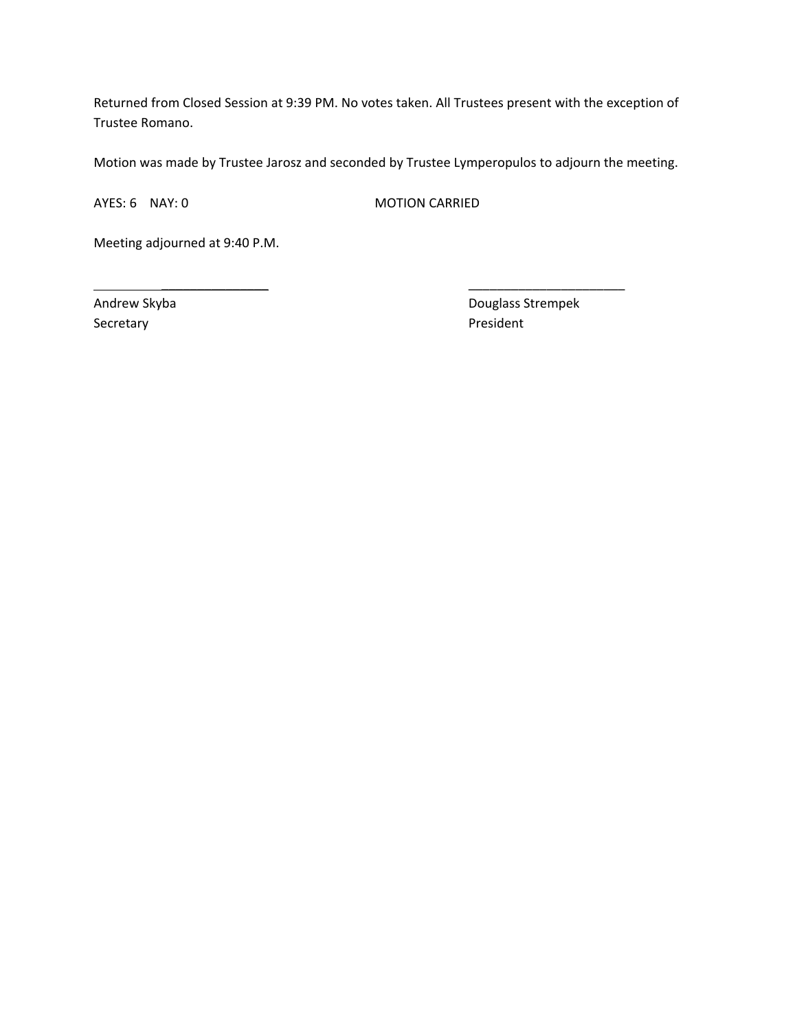Returned from Closed Session at 9:39 PM. No votes taken. All Trustees present with the exception of Trustee Romano.

Motion was made by Trustee Jarosz and seconded by Trustee Lymperopulos to adjourn the meeting.

AYES: 6 NAY: 0 MOTION CARRIED

Meeting adjourned at 9:40 P.M.

_________________________ _______________________

Andrew Skyba
Secretary

Douglass Strempek
President